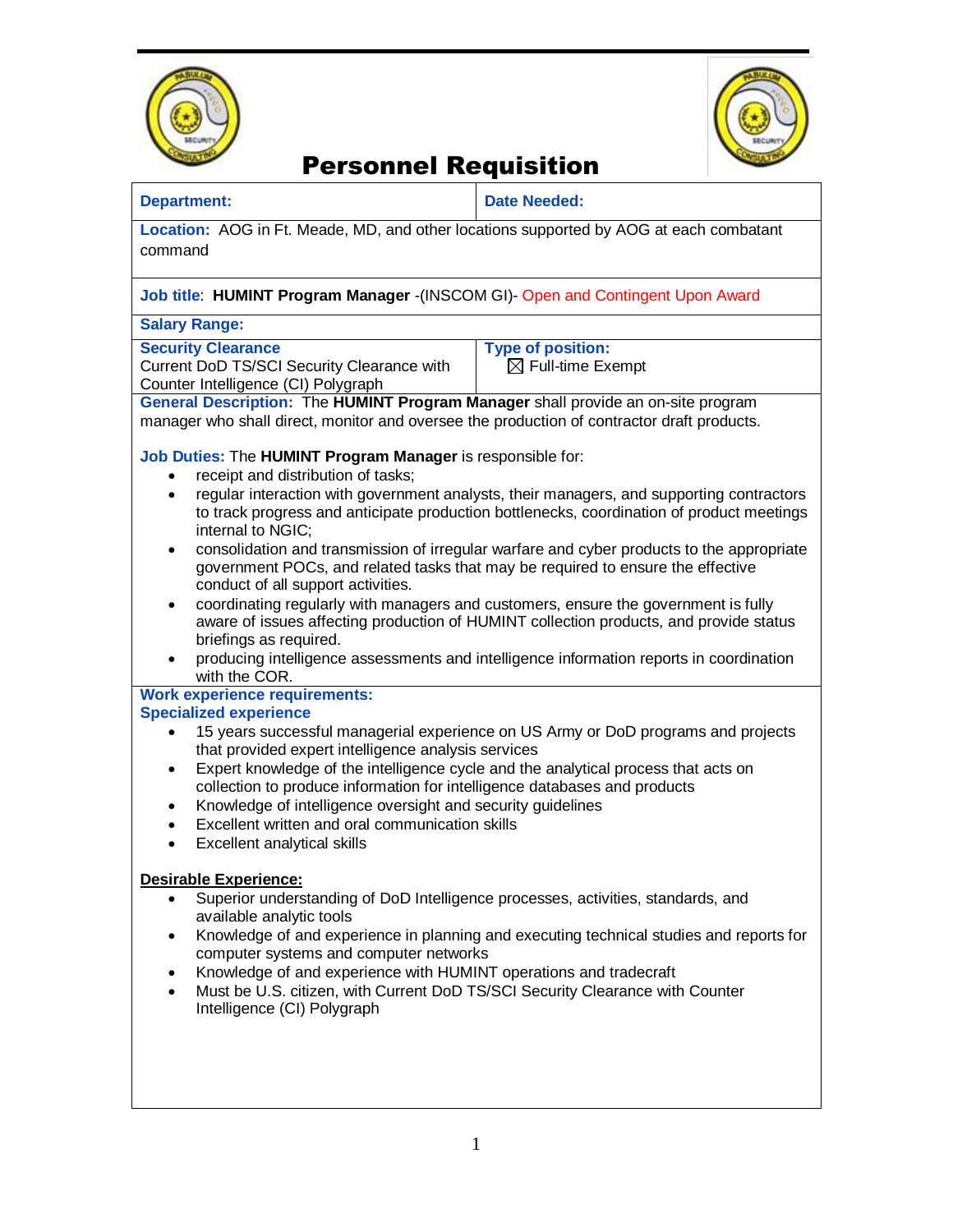# Personnel Requisition

| | |
|---|---|
| **Department:** | **Date Needed:** |

**Location:** AOG in Ft. Meade, MD, and other locations supported by AOG at each combatant command

**Job title**: **HUMINT Program Manager** -(INSCOM GI)- Open and Contingent Upon Award

**Salary Range:**

| | |
|---|---|
| **Security Clearance**<br>Current DoD TS/SCI Security Clearance with Counter Intelligence (CI) Polygraph | **Type of position:**<br>☒ Full-time Exempt |

**General Description:** The **HUMINT Program Manager** shall provide an on-site program manager who shall direct, monitor and oversee the production of contractor draft products.

**Job Duties:** The **HUMINT Program Manager** is responsible for:

- receipt and distribution of tasks;
- regular interaction with government analysts, their managers, and supporting contractors to track progress and anticipate production bottlenecks, coordination of product meetings internal to NGIC;
- consolidation and transmission of irregular warfare and cyber products to the appropriate government POCs, and related tasks that may be required to ensure the effective conduct of all support activities.
- coordinating regularly with managers and customers, ensure the government is fully aware of issues affecting production of HUMINT collection products, and provide status briefings as required.
- producing intelligence assessments and intelligence information reports in coordination with the COR.

**Work experience requirements:**
**Specialized experience**

- 15 years successful managerial experience on US Army or DoD programs and projects that provided expert intelligence analysis services
- Expert knowledge of the intelligence cycle and the analytical process that acts on collection to produce information for intelligence databases and products
- Knowledge of intelligence oversight and security guidelines
- Excellent written and oral communication skills
- Excellent analytical skills

**Desirable Experience:**

- Superior understanding of DoD Intelligence processes, activities, standards, and available analytic tools
- Knowledge of and experience in planning and executing technical studies and reports for computer systems and computer networks
- Knowledge of and experience with HUMINT operations and tradecraft
- Must be U.S. citizen, with Current DoD TS/SCI Security Clearance with Counter Intelligence (CI) Polygraph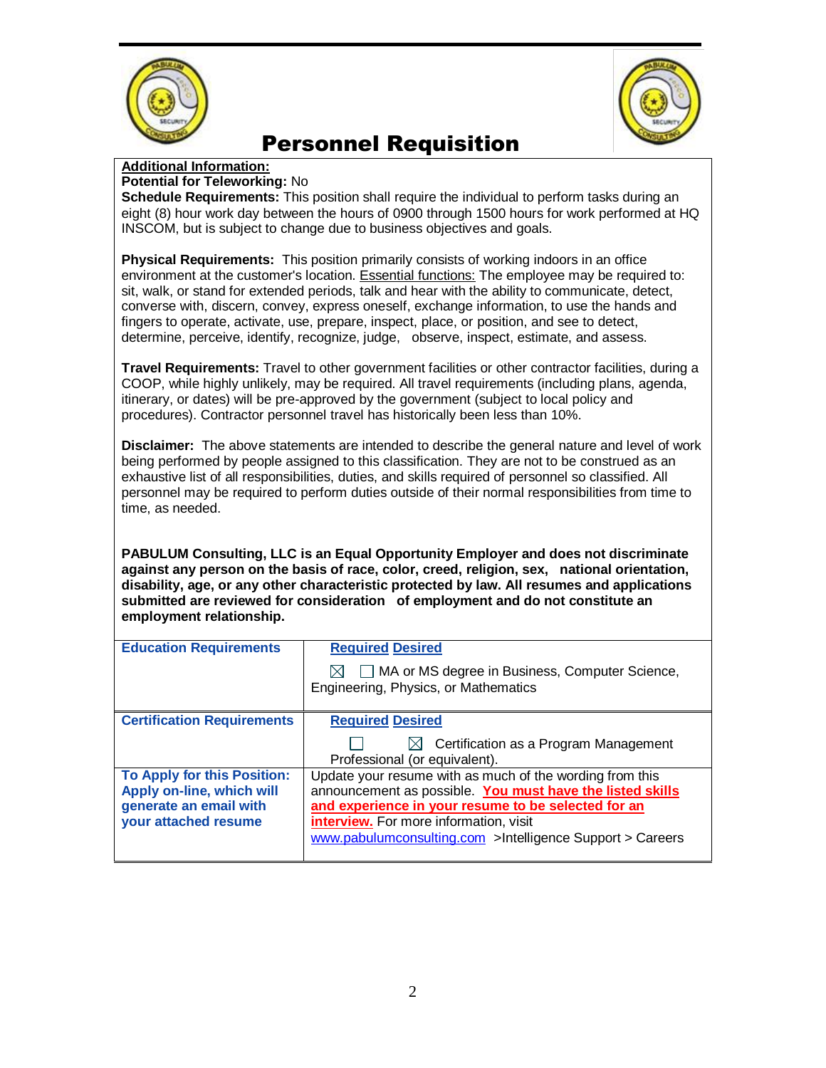# Personnel Requisition

**Additional Information:**

**Potential for Teleworking:** No

**Schedule Requirements:** This position shall require the individual to perform tasks during an eight (8) hour work day between the hours of 0900 through 1500 hours for work performed at HQ INSCOM, but is subject to change due to business objectives and goals.

**Physical Requirements:** This position primarily consists of working indoors in an office environment at the customer's location. Essential functions: The employee may be required to: sit, walk, or stand for extended periods, talk and hear with the ability to communicate, detect, converse with, discern, convey, express oneself, exchange information, to use the hands and fingers to operate, activate, use, prepare, inspect, place, or position, and see to detect, determine, perceive, identify, recognize, judge, observe, inspect, estimate, and assess.

**Travel Requirements:** Travel to other government facilities or other contractor facilities, during a COOP, while highly unlikely, may be required. All travel requirements (including plans, agenda, itinerary, or dates) will be pre-approved by the government (subject to local policy and procedures). Contractor personnel travel has historically been less than 10%.

**Disclaimer:** The above statements are intended to describe the general nature and level of work being performed by people assigned to this classification. They are not to be construed as an exhaustive list of all responsibilities, duties, and skills required of personnel so classified. All personnel may be required to perform duties outside of their normal responsibilities from time to time, as needed.

**PABULUM Consulting, LLC is an Equal Opportunity Employer and does not discriminate against any person on the basis of race, color, creed, religion, sex, national orientation, disability, age, or any other characteristic protected by law. All resumes and applications submitted are reviewed for consideration of employment and do not constitute an employment relationship.**

| | |
|---|---|
| **Education Requirements** | **Required Desired**<br>☒ ☐ MA or MS degree in Business, Computer Science, Engineering, Physics, or Mathematics |
| **Certification Requirements** | **Required Desired**<br>☐ ☒ Certification as a Program Management Professional (or equivalent). |
| **To Apply for this Position: Apply on-line, which will generate an email with your attached resume** | Update your resume with as much of the wording from this announcement as possible. **You must have the listed skills and experience in your resume to be selected for an interview.** For more information, visit www.pabulumconsulting.com >Intelligence Support > Careers |